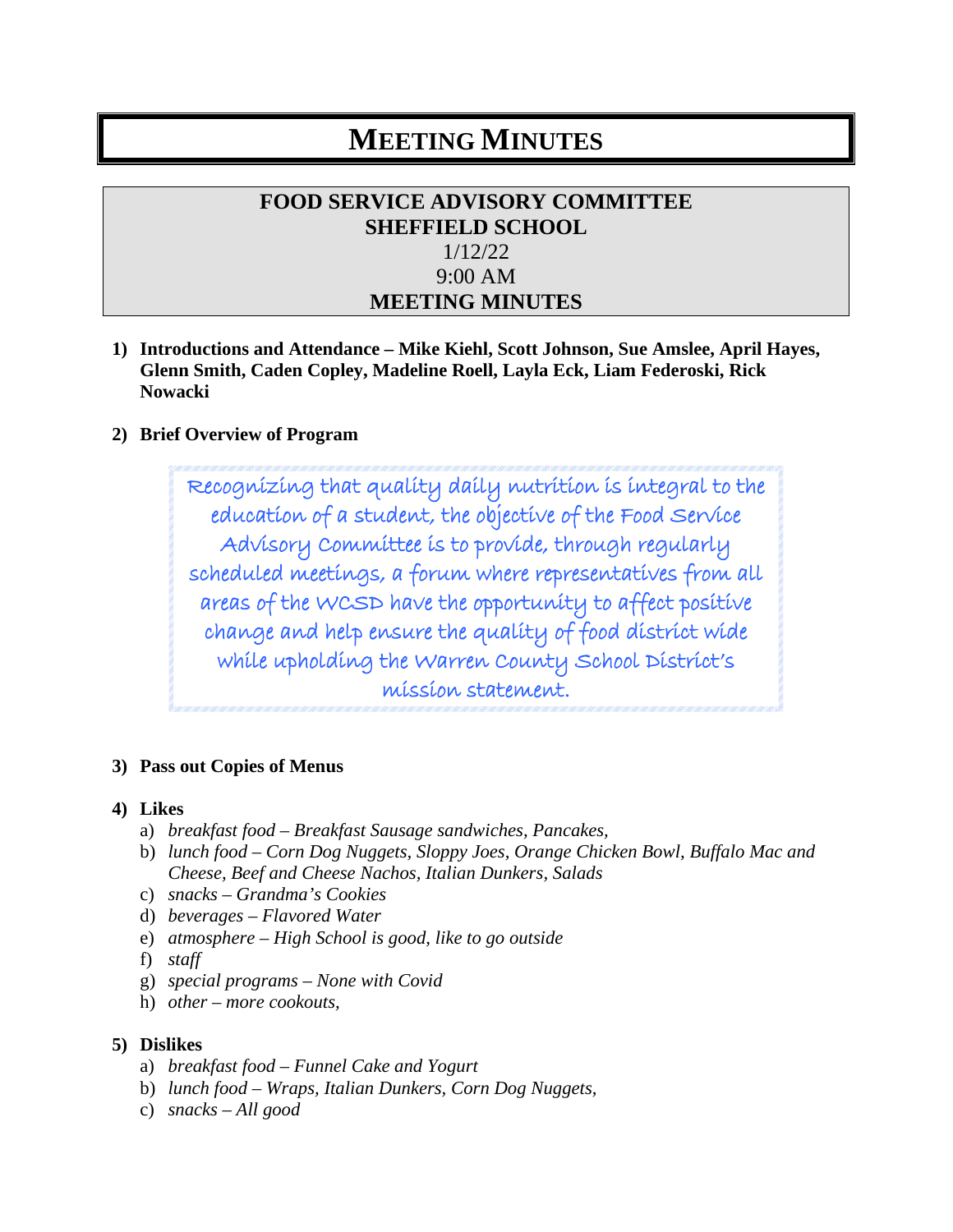# MEETING MINUTES

**FOOD SERVICE ADVISORY COMMITTEE**
**SHEFFIELD SCHOOL**
1/12/22
9:00 AM
**MEETING MINUTES**

1) **Introductions and Attendance – Mike Kiehl, Scott Johnson, Sue Amslee, April Hayes, Glenn Smith, Caden Copley, Madeline Roell, Layla Eck, Liam Federoski, Rick Nowacki**

2) **Brief Overview of Program**

> Recognizing that quality daily nutrition is integral to the education of a student, the objective of the Food Service Advisory Committee is to provide, through regularly scheduled meetings, a forum where representatives from all areas of the WCSD have the opportunity to affect positive change and help ensure the quality of food district wide while upholding the Warren County School District's mission statement.

3) **Pass out Copies of Menus**

4) **Likes**
   a) *breakfast food – Breakfast Sausage sandwiches, Pancakes,*
   b) *lunch food – Corn Dog Nuggets, Sloppy Joes, Orange Chicken Bowl, Buffalo Mac and Cheese, Beef and Cheese Nachos, Italian Dunkers, Salads*
   c) *snacks – Grandma's Cookies*
   d) *beverages – Flavored Water*
   e) *atmosphere – High School is good, like to go outside*
   f) *staff*
   g) *special programs – None with Covid*
   h) *other – more cookouts,*

5) **Dislikes**
   a) *breakfast food – Funnel Cake and Yogurt*
   b) *lunch food – Wraps, Italian Dunkers, Corn Dog Nuggets,*
   c) *snacks – All good*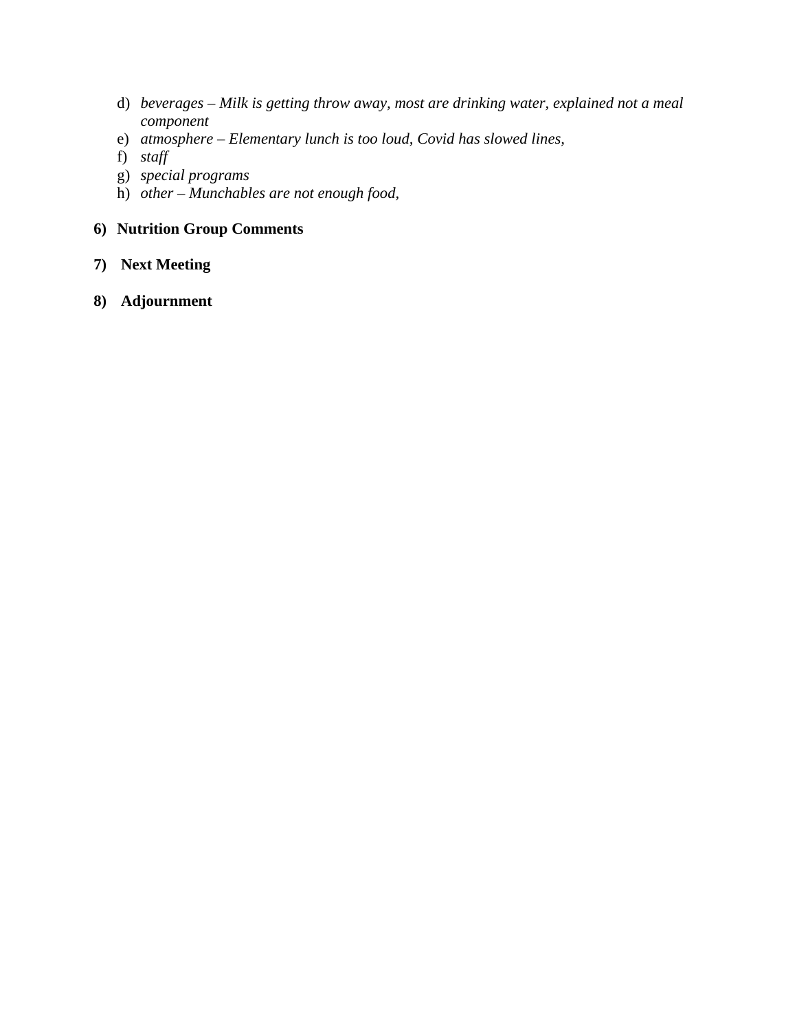d) *beverages – Milk is getting throw away, most are drinking water, explained not a meal component*
e) *atmosphere – Elementary lunch is too loud, Covid has slowed lines,*
f) *staff*
g) *special programs*
h) *other – Munchables are not enough food,*

**6) Nutrition Group Comments**

**7) Next Meeting**

**8) Adjournment**